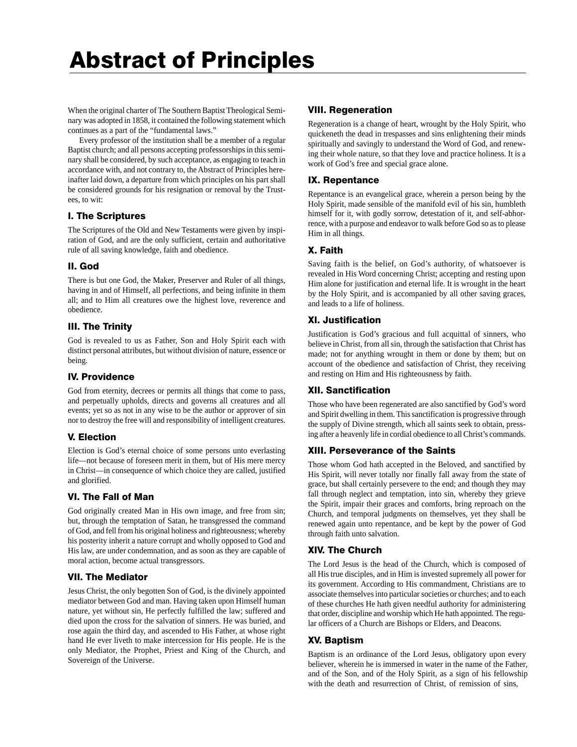# Abstract of Principles

When the original charter of The Southern Baptist Theological Seminary was adopted in 1858, it contained the following statement which continues as a part of the "fundamental laws."

Every professor of the institution shall be a member of a regular Baptist church; and all persons accepting professorships in this seminary shall be considered, by such acceptance, as engaging to teach in accordance with, and not contrary to, the Abstract of Principles hereinafter laid down, a departure from which principles on his part shall be considered grounds for his resignation or removal by the Trustees, to wit:

## I. The Scriptures

The Scriptures of the Old and New Testaments were given by inspiration of God, and are the only sufficient, certain and authoritative rule of all saving knowledge, faith and obedience.

## II. God

There is but one God, the Maker, Preserver and Ruler of all things, having in and of Himself, all perfections, and being infinite in them all; and to Him all creatures owe the highest love, reverence and obedience.

## III. The Trinity

God is revealed to us as Father, Son and Holy Spirit each with distinct personal attributes, but without division of nature, essence or being.

## IV. Providence

God from eternity, decrees or permits all things that come to pass, and perpetually upholds, directs and governs all creatures and all events; yet so as not in any wise to be the author or approver of sin nor to destroy the free will and responsibility of intelligent creatures.

## V. Election

Election is God's eternal choice of some persons unto everlasting life—not because of foreseen merit in them, but of His mere mercy in Christ—in consequence of which choice they are called, justified and glorified.

## VI. The Fall of Man

God originally created Man in His own image, and free from sin; but, through the temptation of Satan, he transgressed the command of God, and fell from his original holiness and righteousness; whereby his posterity inherit a nature corrupt and wholly opposed to God and His law, are under condemnation, and as soon as they are capable of moral action, become actual transgressors.

## VII. The Mediator

Jesus Christ, the only begotten Son of God, is the divinely appointed mediator between God and man. Having taken upon Himself human nature, yet without sin, He perfectly fulfilled the law; suffered and died upon the cross for the salvation of sinners. He was buried, and rose again the third day, and ascended to His Father, at whose right hand He ever liveth to make intercession for His people. He is the only Mediator, the Prophet, Priest and King of the Church, and Sovereign of the Universe.

## VIII. Regeneration

Regeneration is a change of heart, wrought by the Holy Spirit, who quickeneth the dead in trespasses and sins enlightening their minds spiritually and savingly to understand the Word of God, and renewing their whole nature, so that they love and practice holiness. It is a work of God's free and special grace alone.

## IX. Repentance

Repentance is an evangelical grace, wherein a person being by the Holy Spirit, made sensible of the manifold evil of his sin, humbleth himself for it, with godly sorrow, detestation of it, and self-abhorrence, with a purpose and endeavor to walk before God so as to please Him in all things.

## X. Faith

Saving faith is the belief, on God's authority, of whatsoever is revealed in His Word concerning Christ; accepting and resting upon Him alone for justification and eternal life. It is wrought in the heart by the Holy Spirit, and is accompanied by all other saving graces, and leads to a life of holiness.

## XI. Justification

Justification is God's gracious and full acquittal of sinners, who believe in Christ, from all sin, through the satisfaction that Christ has made; not for anything wrought in them or done by them; but on account of the obedience and satisfaction of Christ, they receiving and resting on Him and His righteousness by faith.

## XII. Sanctification

Those who have been regenerated are also sanctified by God's word and Spirit dwelling in them. This sanctification is progressive through the supply of Divine strength, which all saints seek to obtain, pressing after a heavenly life in cordial obedience to all Christ's commands.

## XIII. Perseverance of the Saints

Those whom God hath accepted in the Beloved, and sanctified by His Spirit, will never totally nor finally fall away from the state of grace, but shall certainly persevere to the end; and though they may fall through neglect and temptation, into sin, whereby they grieve the Spirit, impair their graces and comforts, bring reproach on the Church, and temporal judgments on themselves, yet they shall be renewed again unto repentance, and be kept by the power of God through faith unto salvation.

## XIV. The Church

The Lord Jesus is the head of the Church, which is composed of all His true disciples, and in Him is invested supremely all power for its government. According to His commandment, Christians are to associate themselves into particular societies or churches; and to each of these churches He hath given needful authority for administering that order, discipline and worship which He hath appointed. The regular officers of a Church are Bishops or Elders, and Deacons.

## XV. Baptism

Baptism is an ordinance of the Lord Jesus, obligatory upon every believer, wherein he is immersed in water in the name of the Father, and of the Son, and of the Holy Spirit, as a sign of his fellowship with the death and resurrection of Christ, of remission of sins,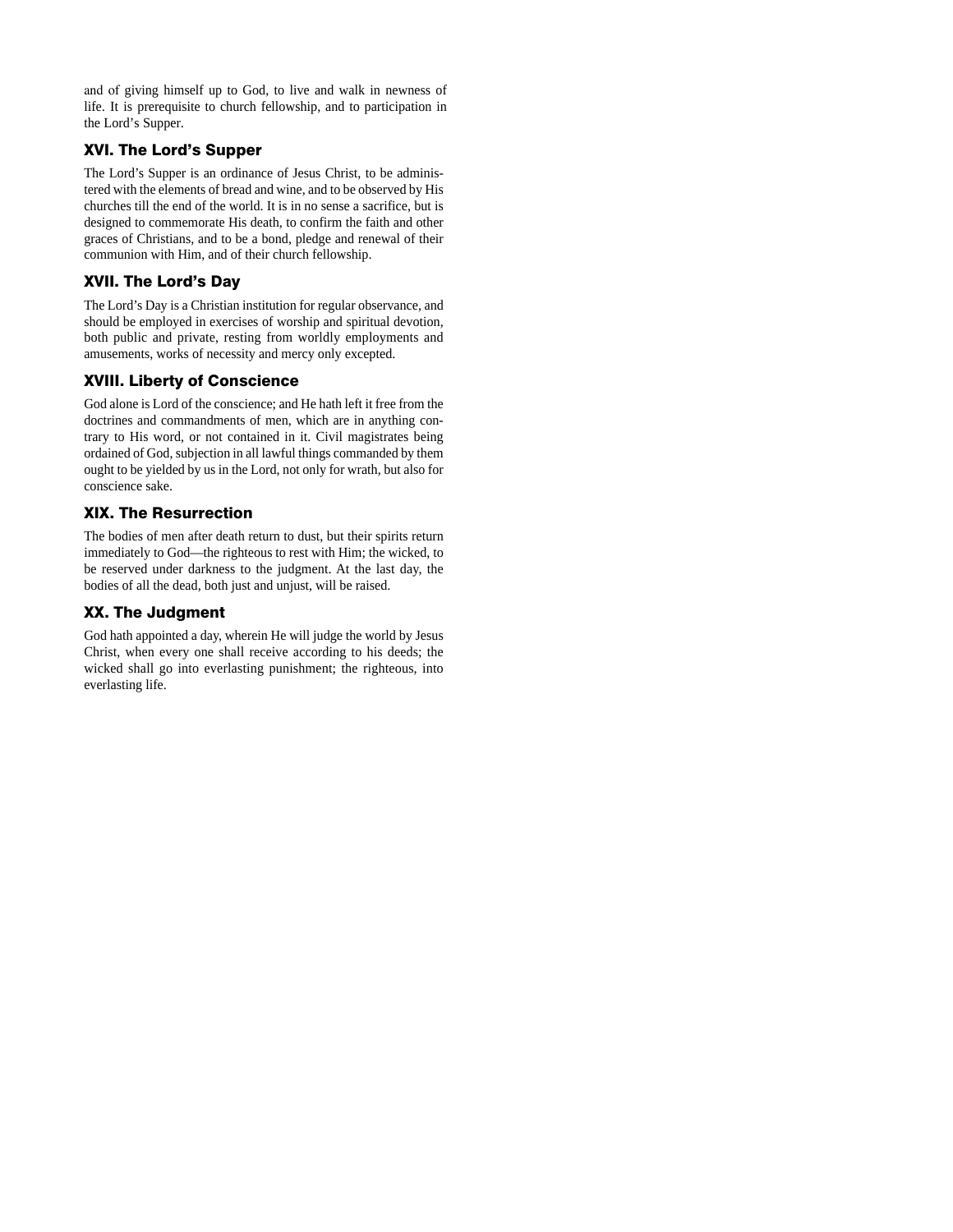and of giving himself up to God, to live and walk in newness of life. It is prerequisite to church fellowship, and to participation in the Lord's Supper.

## XVI. The Lord's Supper

The Lord's Supper is an ordinance of Jesus Christ, to be administered with the elements of bread and wine, and to be observed by His churches till the end of the world. It is in no sense a sacrifice, but is designed to commemorate His death, to confirm the faith and other graces of Christians, and to be a bond, pledge and renewal of their communion with Him, and of their church fellowship.

## XVII. The Lord's Day

The Lord's Day is a Christian institution for regular observance, and should be employed in exercises of worship and spiritual devotion, both public and private, resting from worldly employments and amusements, works of necessity and mercy only excepted.

## XVIII. Liberty of Conscience

God alone is Lord of the conscience; and He hath left it free from the doctrines and commandments of men, which are in anything contrary to His word, or not contained in it. Civil magistrates being ordained of God, subjection in all lawful things commanded by them ought to be yielded by us in the Lord, not only for wrath, but also for conscience sake.

## XIX. The Resurrection

The bodies of men after death return to dust, but their spirits return immediately to God—the righteous to rest with Him; the wicked, to be reserved under darkness to the judgment. At the last day, the bodies of all the dead, both just and unjust, will be raised.

## XX. The Judgment

God hath appointed a day, wherein He will judge the world by Jesus Christ, when every one shall receive according to his deeds; the wicked shall go into everlasting punishment; the righteous, into everlasting life.